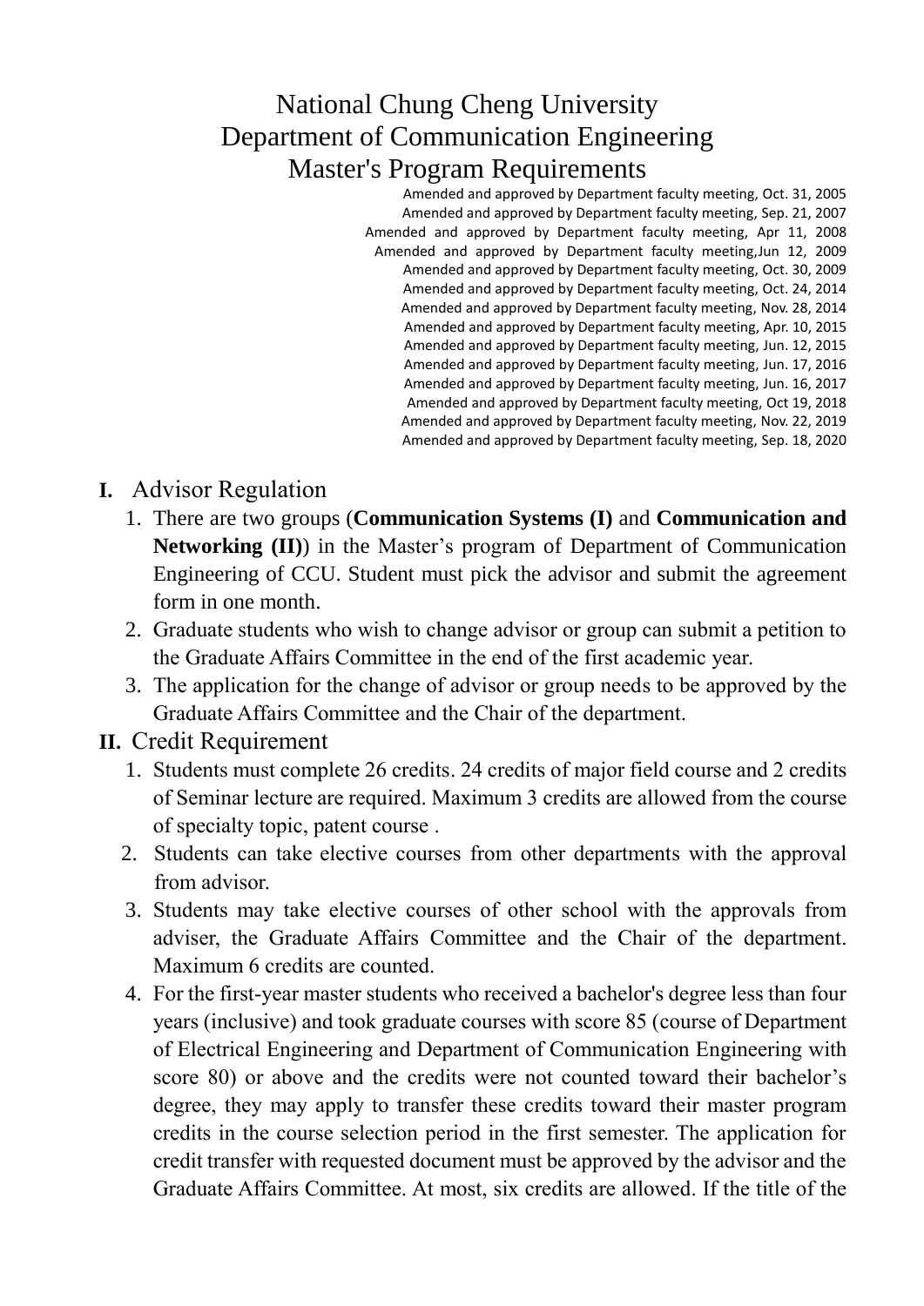# National Chung Cheng University
# Department of Communication Engineering
# Master's Program Requirements

Amended and approved by Department faculty meeting, Oct. 31, 2005
Amended and approved by Department faculty meeting, Sep. 21, 2007
Amended and approved by Department faculty meeting, Apr 11, 2008
Amended and approved by Department faculty meeting,Jun 12, 2009
Amended and approved by Department faculty meeting, Oct. 30, 2009
Amended and approved by Department faculty meeting, Oct. 24, 2014
Amended and approved by Department faculty meeting, Nov. 28, 2014
Amended and approved by Department faculty meeting, Apr. 10, 2015
Amended and approved by Department faculty meeting, Jun. 12, 2015
Amended and approved by Department faculty meeting, Jun. 17, 2016
Amended and approved by Department faculty meeting, Jun. 16, 2017
Amended and approved by Department faculty meeting, Oct 19, 2018
Amended and approved by Department faculty meeting, Nov. 22, 2019
Amended and approved by Department faculty meeting, Sep. 18, 2020

## I. Advisor Regulation

1. There are two groups (**Communication Systems (I)** and **Communication and Networking (II)**) in the Master's program of Department of Communication Engineering of CCU. Student must pick the advisor and submit the agreement form in one month.
2. Graduate students who wish to change advisor or group can submit a petition to the Graduate Affairs Committee in the end of the first academic year.
3. The application for the change of advisor or group needs to be approved by the Graduate Affairs Committee and the Chair of the department.

## II. Credit Requirement

1. Students must complete 26 credits. 24 credits of major field course and 2 credits of Seminar lecture are required. Maximum 3 credits are allowed from the course of specialty topic, patent course .
2. Students can take elective courses from other departments with the approval from advisor.
3. Students may take elective courses of other school with the approvals from adviser, the Graduate Affairs Committee and the Chair of the department. Maximum 6 credits are counted.
4. For the first-year master students who received a bachelor's degree less than four years (inclusive) and took graduate courses with score 85 (course of Department of Electrical Engineering and Department of Communication Engineering with score 80) or above and the credits were not counted toward their bachelor's degree, they may apply to transfer these credits toward their master program credits in the course selection period in the first semester. The application for credit transfer with requested document must be approved by the advisor and the Graduate Affairs Committee. At most, six credits are allowed. If the title of the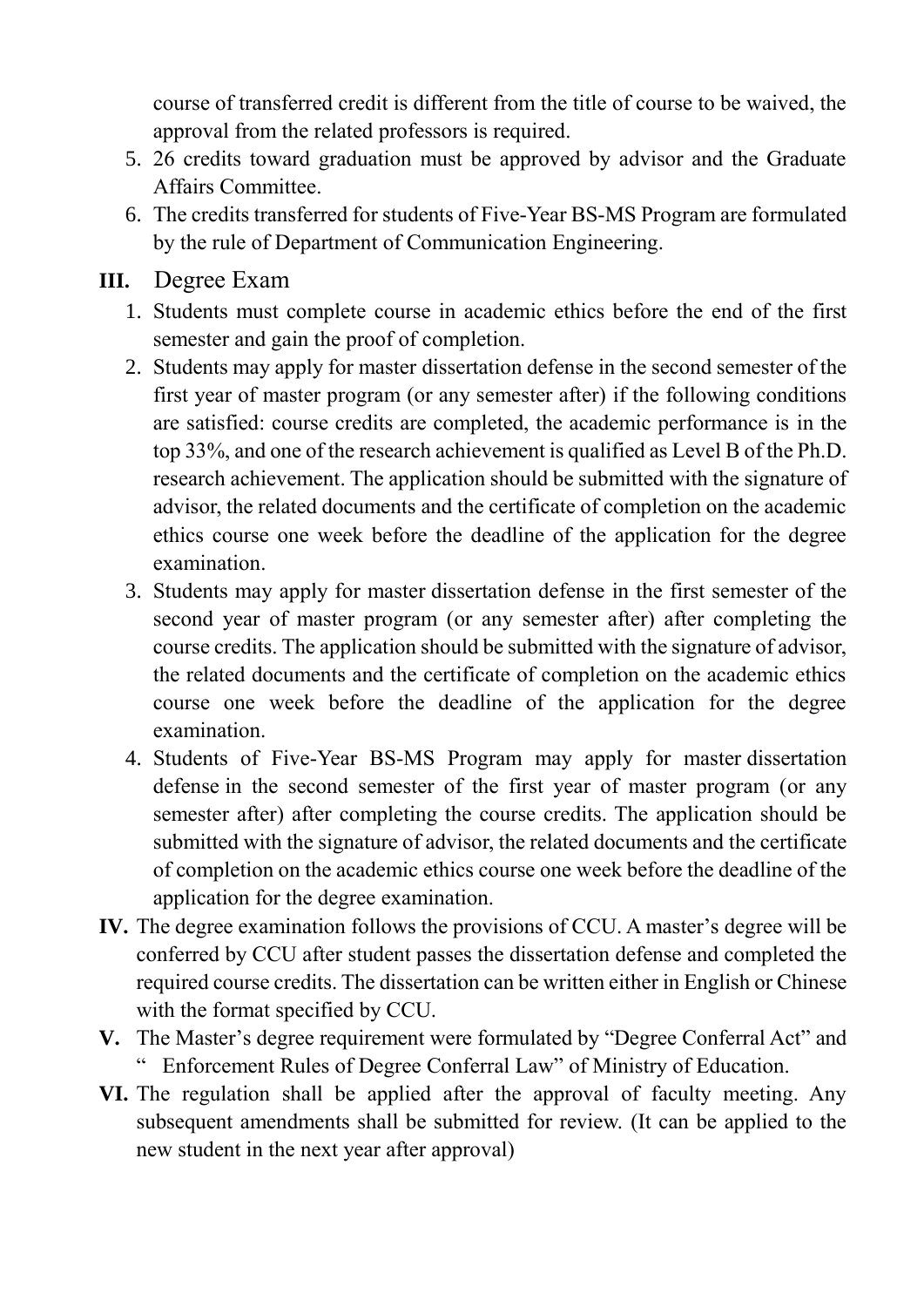course of transferred credit is different from the title of course to be waived, the approval from the related professors is required.

5. 26 credits toward graduation must be approved by advisor and the Graduate Affairs Committee.
6. The credits transferred for students of Five-Year BS-MS Program are formulated by the rule of Department of Communication Engineering.

**III.** Degree Exam

1. Students must complete course in academic ethics before the end of the first semester and gain the proof of completion.
2. Students may apply for master dissertation defense in the second semester of the first year of master program (or any semester after) if the following conditions are satisfied: course credits are completed, the academic performance is in the top 33%, and one of the research achievement is qualified as Level B of the Ph.D. research achievement. The application should be submitted with the signature of advisor, the related documents and the certificate of completion on the academic ethics course one week before the deadline of the application for the degree examination.
3. Students may apply for master dissertation defense in the first semester of the second year of master program (or any semester after) after completing the course credits. The application should be submitted with the signature of advisor, the related documents and the certificate of completion on the academic ethics course one week before the deadline of the application for the degree examination.
4. Students of Five-Year BS-MS Program may apply for master dissertation defense in the second semester of the first year of master program (or any semester after) after completing the course credits. The application should be submitted with the signature of advisor, the related documents and the certificate of completion on the academic ethics course one week before the deadline of the application for the degree examination.

**IV.** The degree examination follows the provisions of CCU. A master's degree will be conferred by CCU after student passes the dissertation defense and completed the required course credits. The dissertation can be written either in English or Chinese with the format specified by CCU.

**V.** The Master's degree requirement were formulated by "Degree Conferral Act" and " Enforcement Rules of Degree Conferral Law" of Ministry of Education.

**VI.** The regulation shall be applied after the approval of faculty meeting. Any subsequent amendments shall be submitted for review. (It can be applied to the new student in the next year after approval)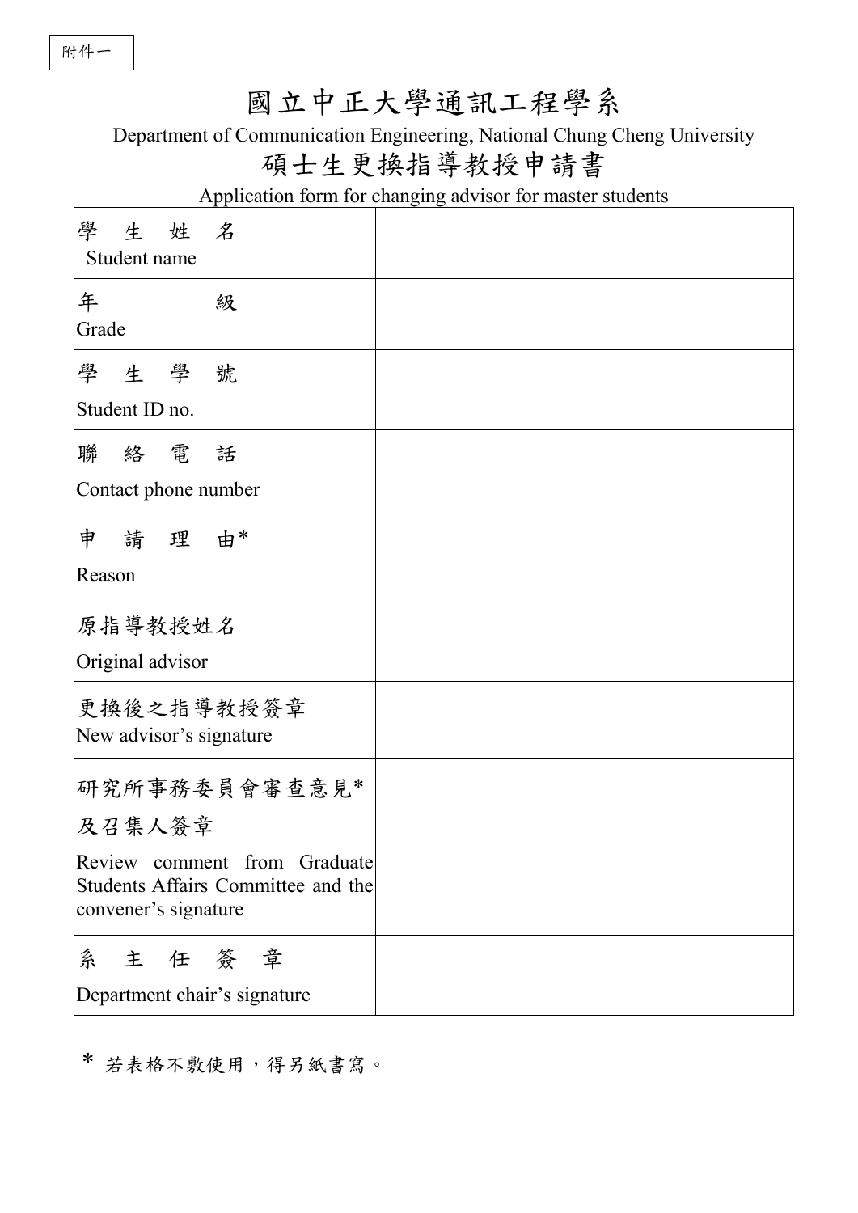附件一

# 國立中正大學通訊工程學系

Department of Communication Engineering, National Chung Cheng University

## 碩士生更換指導教授申請書

Application form for changing advisor for master students

| | |
|---|---|
| 學 生 姓 名<br>Student name | |
| 年 級<br>Grade | |
| 學 生 學 號<br>Student ID no. | |
| 聯 絡 電 話<br>Contact phone number | |
| 申 請 理 由*<br>Reason | |
| 原指導教授姓名<br>Original advisor | |
| 更換後之指導教授簽章<br>New advisor's signature | |
| 研究所事務委員會審查意見*<br>及召集人簽章<br>Review comment from Graduate Students Affairs Committee and the convener's signature | |
| 系 主 任 簽 章<br>Department chair's signature | |

\* 若表格不敷使用，得另紙書寫。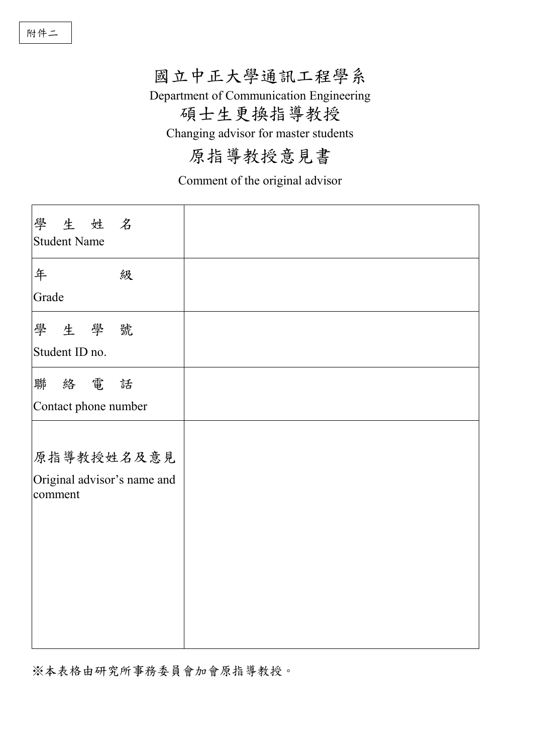附件二

# 國立中正大學通訊工程學系

Department of Communication Engineering

## 碩士生更換指導教授

Changing advisor for master students

## 原指導教授意見書

Comment of the original advisor

| | |
|---|---|
| 學 生 姓 名<br>Student Name | |
| 年 級<br>Grade | |
| 學 生 學 號<br>Student ID no. | |
| 聯 絡 電 話<br>Contact phone number | |
| 原指導教授姓名及意見<br>Original advisor's name and comment | |

※本表格由研究所事務委員會加會原指導教授。